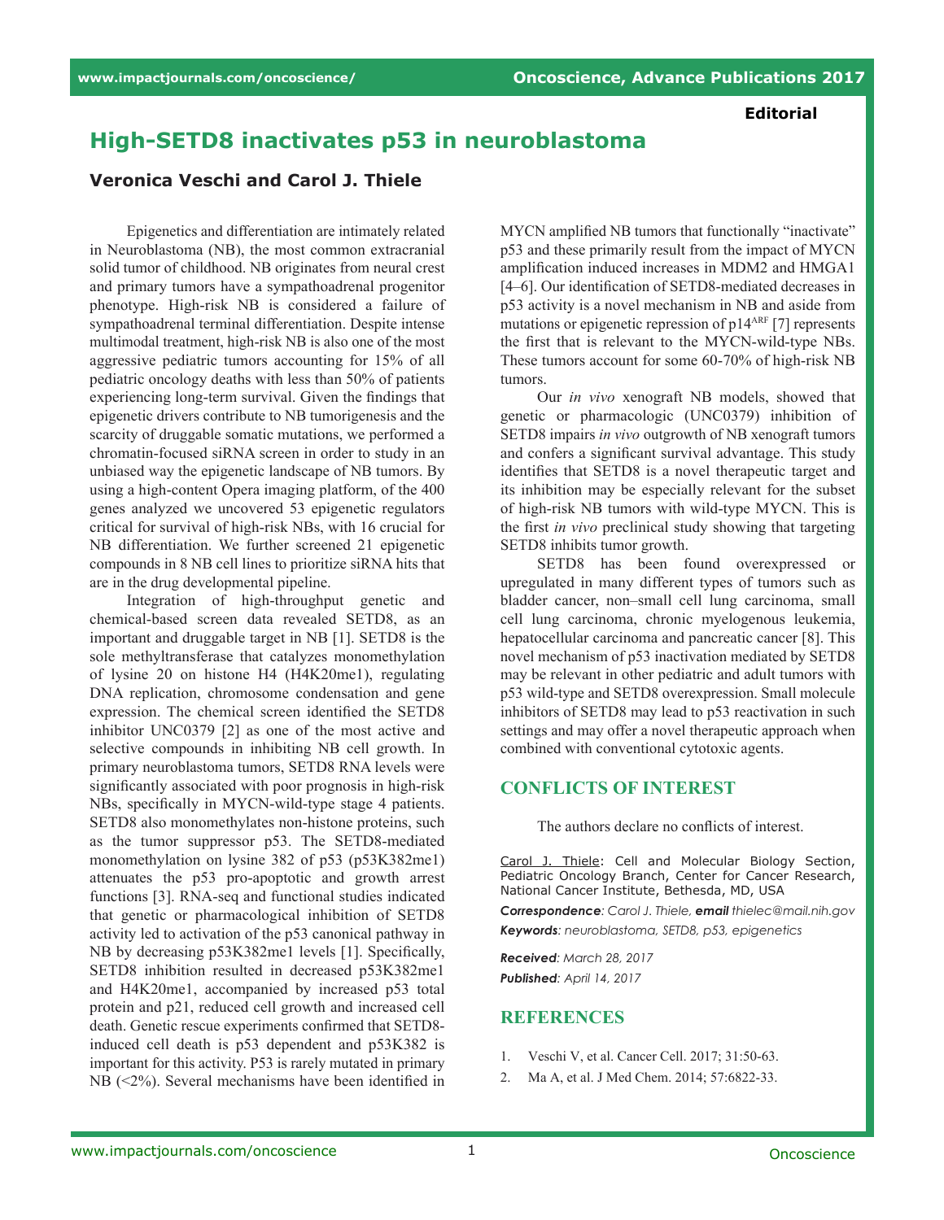**Editorial**

# High-SETD8 inactivates p53 in neuroblastoma

## Veronica Veschi and Carol J. Thiele

Epigenetics and differentiation are intimately related in Neuroblastoma (NB), the most common extracranial solid tumor of childhood. NB originates from neural crest and primary tumors have a sympathoadrenal progenitor phenotype. High-risk NB is considered a failure of sympathoadrenal terminal differentiation. Despite intense multimodal treatment, high-risk NB is also one of the most aggressive pediatric tumors accounting for 15% of all pediatric oncology deaths with less than 50% of patients experiencing long-term survival. Given the findings that epigenetic drivers contribute to NB tumorigenesis and the scarcity of druggable somatic mutations, we performed a chromatin-focused siRNA screen in order to study in an unbiased way the epigenetic landscape of NB tumors. By using a high-content Opera imaging platform, of the 400 genes analyzed we uncovered 53 epigenetic regulators critical for survival of high-risk NBs, with 16 crucial for NB differentiation. We further screened 21 epigenetic compounds in 8 NB cell lines to prioritize siRNA hits that are in the drug developmental pipeline.

Integration of high-throughput genetic and chemical-based screen data revealed SETD8, as an important and druggable target in NB [1]. SETD8 is the sole methyltransferase that catalyzes monomethylation of lysine 20 on histone H4 (H4K20me1), regulating DNA replication, chromosome condensation and gene expression. The chemical screen identified the SETD8 inhibitor UNC0379 [2] as one of the most active and selective compounds in inhibiting NB cell growth. In primary neuroblastoma tumors, SETD8 RNA levels were significantly associated with poor prognosis in high-risk NBs, specifically in MYCN-wild-type stage 4 patients. SETD8 also monomethylates non-histone proteins, such as the tumor suppressor p53. The SETD8-mediated monomethylation on lysine 382 of p53 (p53K382me1) attenuates the p53 pro-apoptotic and growth arrest functions [3]. RNA-seq and functional studies indicated that genetic or pharmacological inhibition of SETD8 activity led to activation of the p53 canonical pathway in NB by decreasing p53K382me1 levels [1]. Specifically, SETD8 inhibition resulted in decreased p53K382me1 and H4K20me1, accompanied by increased p53 total protein and p21, reduced cell growth and increased cell death. Genetic rescue experiments confirmed that SETD8-induced cell death is p53 dependent and p53K382 is important for this activity. P53 is rarely mutated in primary NB (<2%). Several mechanisms have been identified in MYCN amplified NB tumors that functionally "inactivate" p53 and these primarily result from the impact of MYCN amplification induced increases in MDM2 and HMGA1 [4–6]. Our identification of SETD8-mediated decreases in p53 activity is a novel mechanism in NB and aside from mutations or epigenetic repression of $p14^{ARF}$ [7] represents the first that is relevant to the MYCN-wild-type NBs. These tumors account for some 60-70% of high-risk NB tumors.

Our *in vivo* xenograft NB models, showed that genetic or pharmacologic (UNC0379) inhibition of SETD8 impairs *in vivo* outgrowth of NB xenograft tumors and confers a significant survival advantage. This study identifies that SETD8 is a novel therapeutic target and its inhibition may be especially relevant for the subset of high-risk NB tumors with wild-type MYCN. This is the first *in vivo* preclinical study showing that targeting SETD8 inhibits tumor growth.

SETD8 has been found overexpressed or upregulated in many different types of tumors such as bladder cancer, non–small cell lung carcinoma, small cell lung carcinoma, chronic myelogenous leukemia, hepatocellular carcinoma and pancreatic cancer [8]. This novel mechanism of p53 inactivation mediated by SETD8 may be relevant in other pediatric and adult tumors with p53 wild-type and SETD8 overexpression. Small molecule inhibitors of SETD8 may lead to p53 reactivation in such settings and may offer a novel therapeutic approach when combined with conventional cytotoxic agents.

## CONFLICTS OF INTEREST

The authors declare no conflicts of interest.

Carol J. Thiele: Cell and Molecular Biology Section, Pediatric Oncology Branch, Center for Cancer Research, National Cancer Institute, Bethesda, MD, USA

***Correspondence***: *Carol J. Thiele*, ***email*** *thielec@mail.nih.gov*

***Keywords***: *neuroblastoma, SETD8, p53, epigenetics*

***Received***: *March 28, 2017*

***Published***: *April 14, 2017*

## REFERENCES

1. Veschi V, et al. Cancer Cell. 2017; 31:50-63.
2. Ma A, et al. J Med Chem. 2014; 57:6822-33.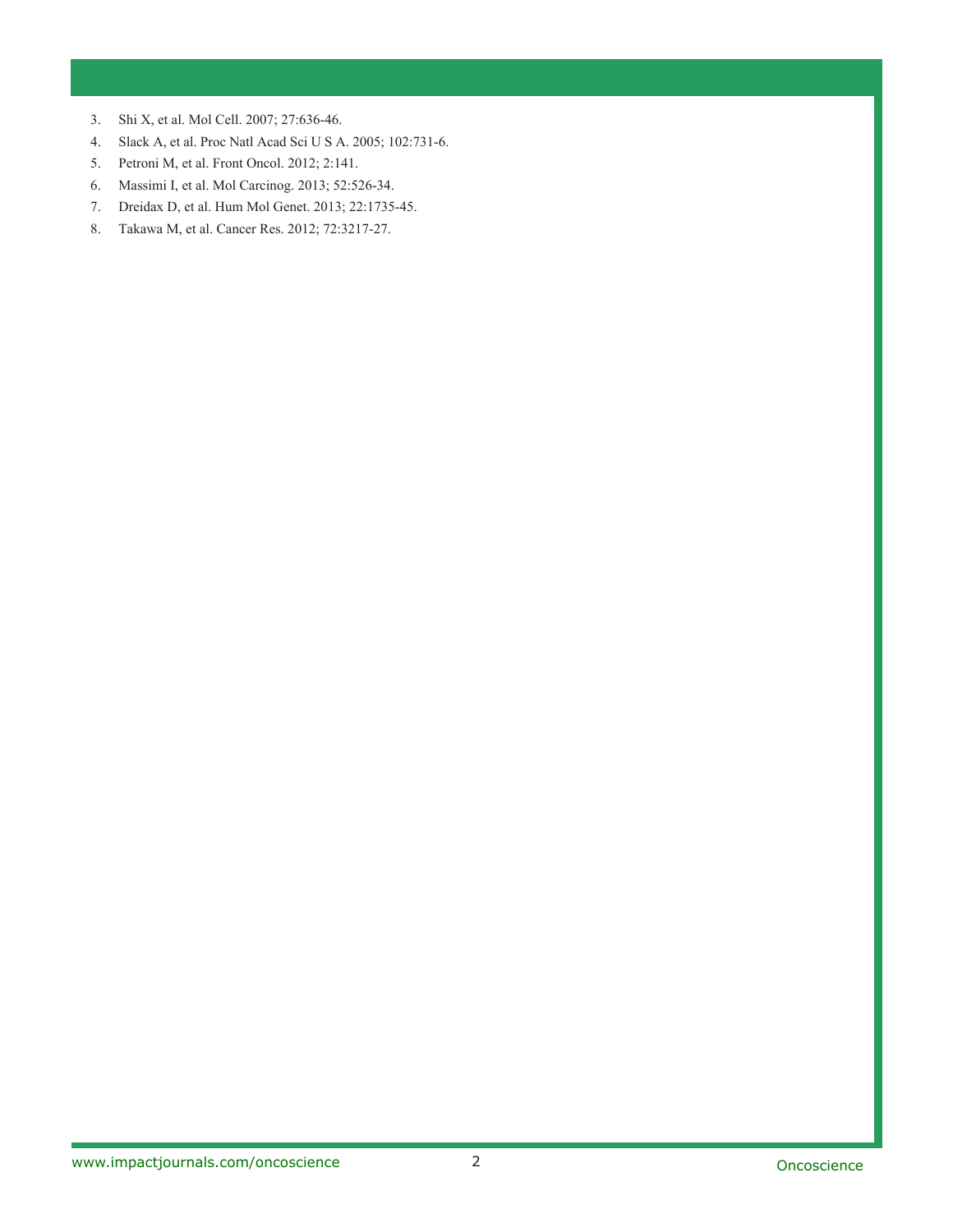3. Shi X, et al. Mol Cell. 2007; 27:636-46.
4. Slack A, et al. Proc Natl Acad Sci U S A. 2005; 102:731-6.
5. Petroni M, et al. Front Oncol. 2012; 2:141.
6. Massimi I, et al. Mol Carcinog. 2013; 52:526-34.
7. Dreidax D, et al. Hum Mol Genet. 2013; 22:1735-45.
8. Takawa M, et al. Cancer Res. 2012; 72:3217-27.